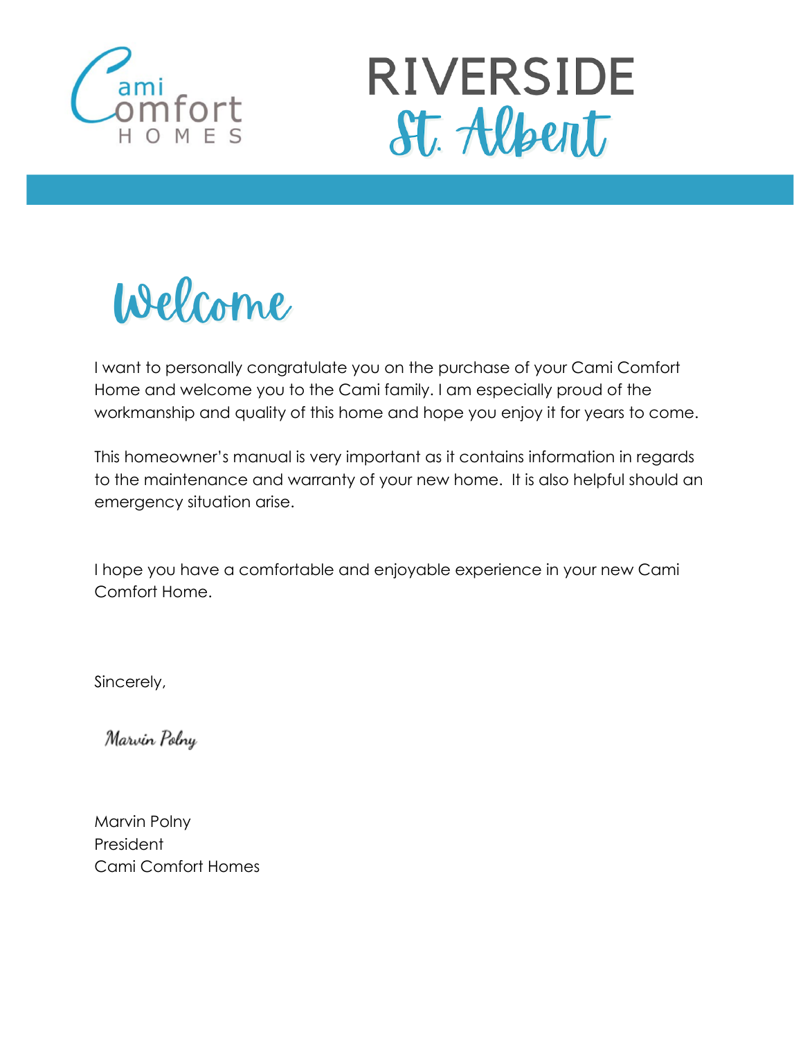Cami Comfort HOMES

# RIVERSIDE St. Albert

## Welcome

I want to personally congratulate you on the purchase of your Cami Comfort Home and welcome you to the Cami family. I am especially proud of the workmanship and quality of this home and hope you enjoy it for years to come.

This homeowner's manual is very important as it contains information in regards to the maintenance and warranty of your new home. It is also helpful should an emergency situation arise.

I hope you have a comfortable and enjoyable experience in your new Cami Comfort Home.

Sincerely,

*Marvin Polny*

Marvin Polny  
President  
Cami Comfort Homes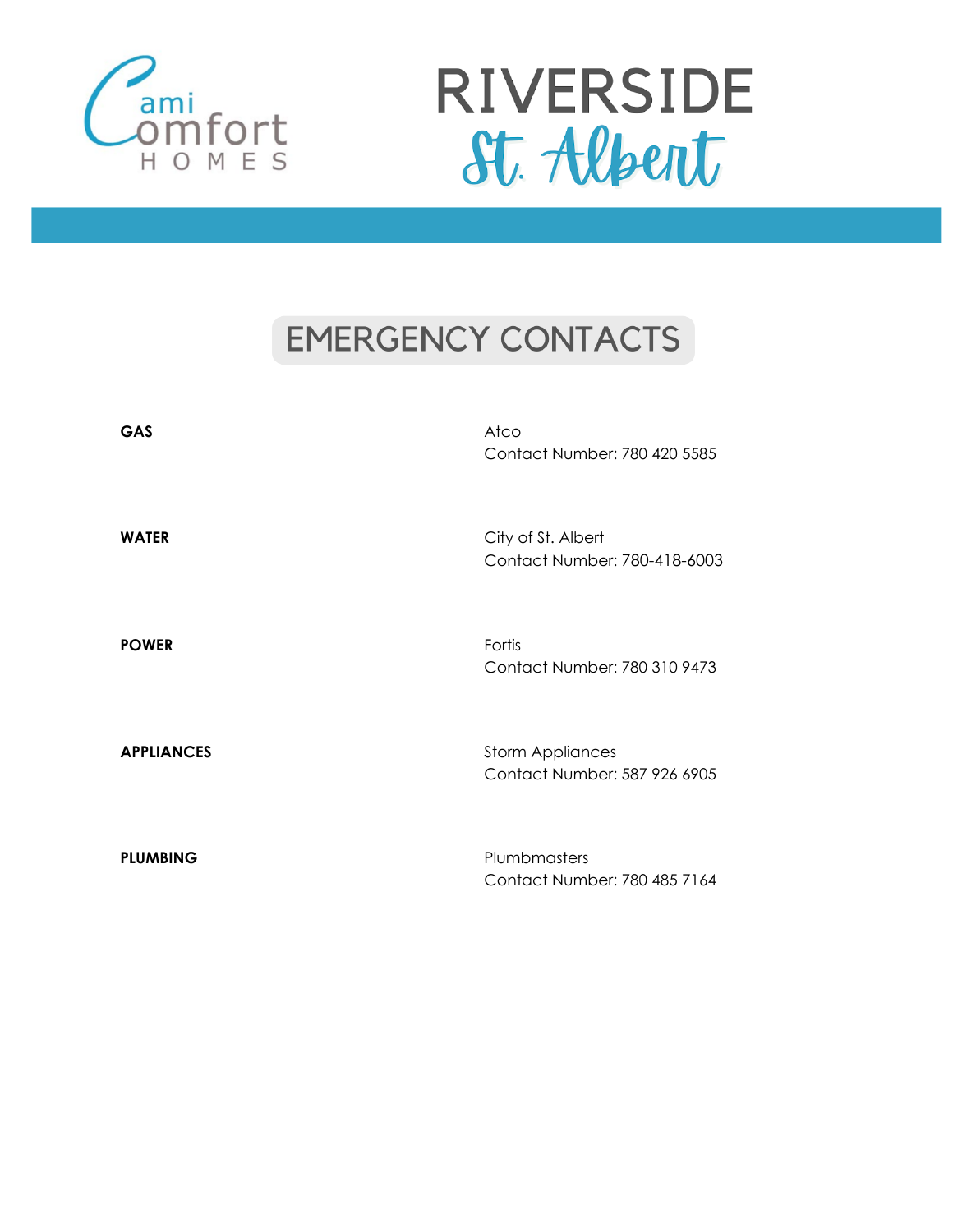Cami Comfort HOMES

RIVERSIDE
St. Albert

# EMERGENCY CONTACTS

**GAS**

Atco
Contact Number: 780 420 5585

**WATER**

City of St. Albert
Contact Number: 780-418-6003

**POWER**

Fortis
Contact Number: 780 310 9473

**APPLIANCES**

Storm Appliances
Contact Number: 587 926 6905

**PLUMBING**

Plumbmasters
Contact Number: 780 485 7164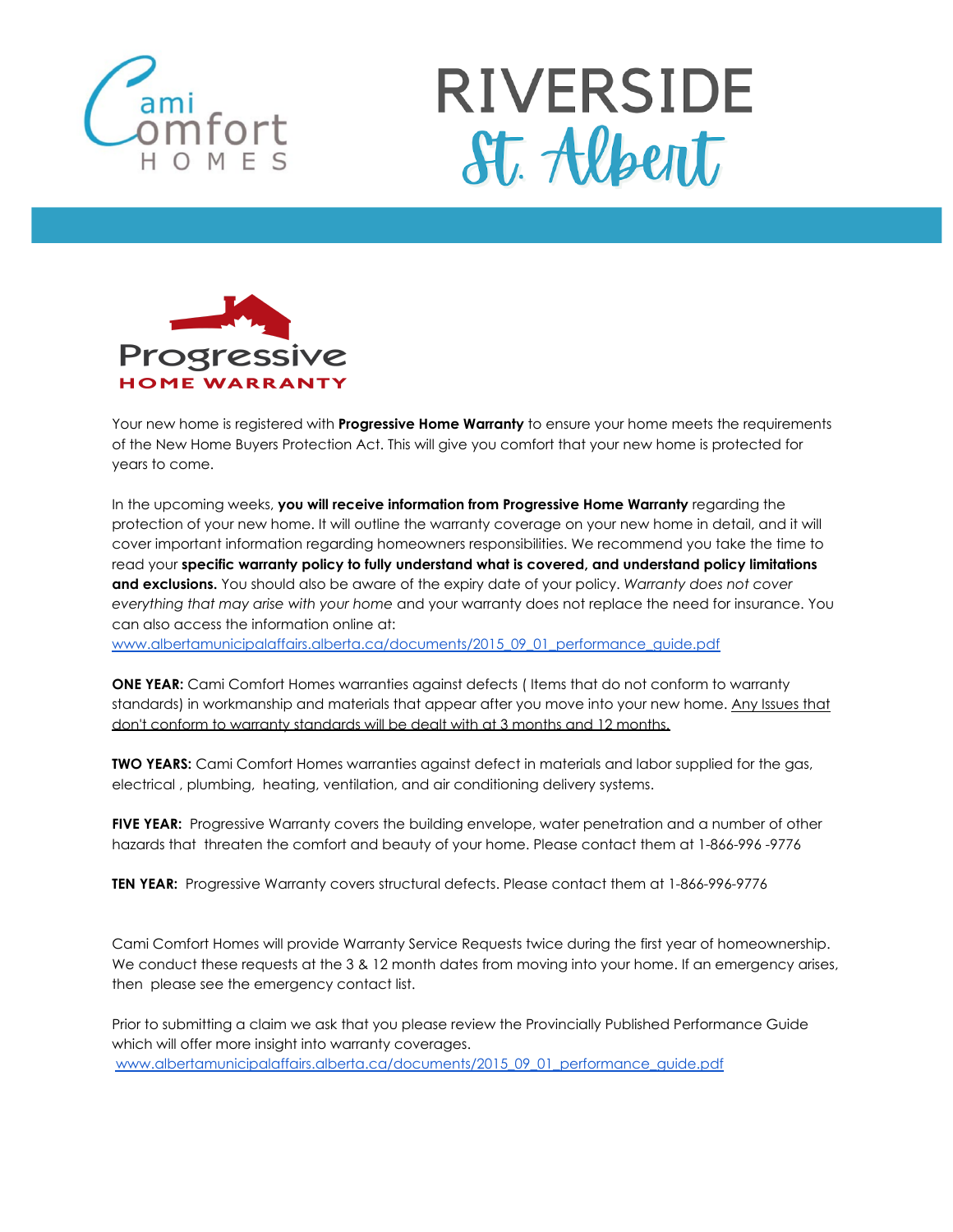Cami Comfort Homes

# RIVERSIDE St. Albert

Progressive HOME WARRANTY

Your new home is registered with **Progressive Home Warranty** to ensure your home meets the requirements of the New Home Buyers Protection Act. This will give you comfort that your new home is protected for years to come.

In the upcoming weeks, **you will receive information from Progressive Home Warranty** regarding the protection of your new home. It will outline the warranty coverage on your new home in detail, and it will cover important information regarding homeowners responsibilities. We recommend you take the time to read your **specific warranty policy to fully understand what is covered, and understand policy limitations and exclusions.** You should also be aware of the expiry date of your policy. *Warranty does not cover everything that may arise with your home* and your warranty does not replace the need for insurance. You can also access the information online at: www.albertamunicipalaffairs.alberta.ca/documents/2015_09_01_performance_guide.pdf

**ONE YEAR:** Cami Comfort Homes warranties against defects ( Items that do not conform to warranty standards) in workmanship and materials that appear after you move into your new home. Any Issues that don't conform to warranty standards will be dealt with at 3 months and 12 months.

**TWO YEARS:** Cami Comfort Homes warranties against defect in materials and labor supplied for the gas, electrical , plumbing, heating, ventilation, and air conditioning delivery systems.

**FIVE YEAR:** Progressive Warranty covers the building envelope, water penetration and a number of other hazards that threaten the comfort and beauty of your home. Please contact them at 1-866-996 -9776

**TEN YEAR:** Progressive Warranty covers structural defects. Please contact them at 1-866-996-9776

Cami Comfort Homes will provide Warranty Service Requests twice during the first year of homeownership. We conduct these requests at the 3 & 12 month dates from moving into your home. If an emergency arises, then please see the emergency contact list.

Prior to submitting a claim we ask that you please review the Provincially Published Performance Guide which will offer more insight into warranty coverages.
www.albertamunicipalaffairs.alberta.ca/documents/2015_09_01_performance_guide.pdf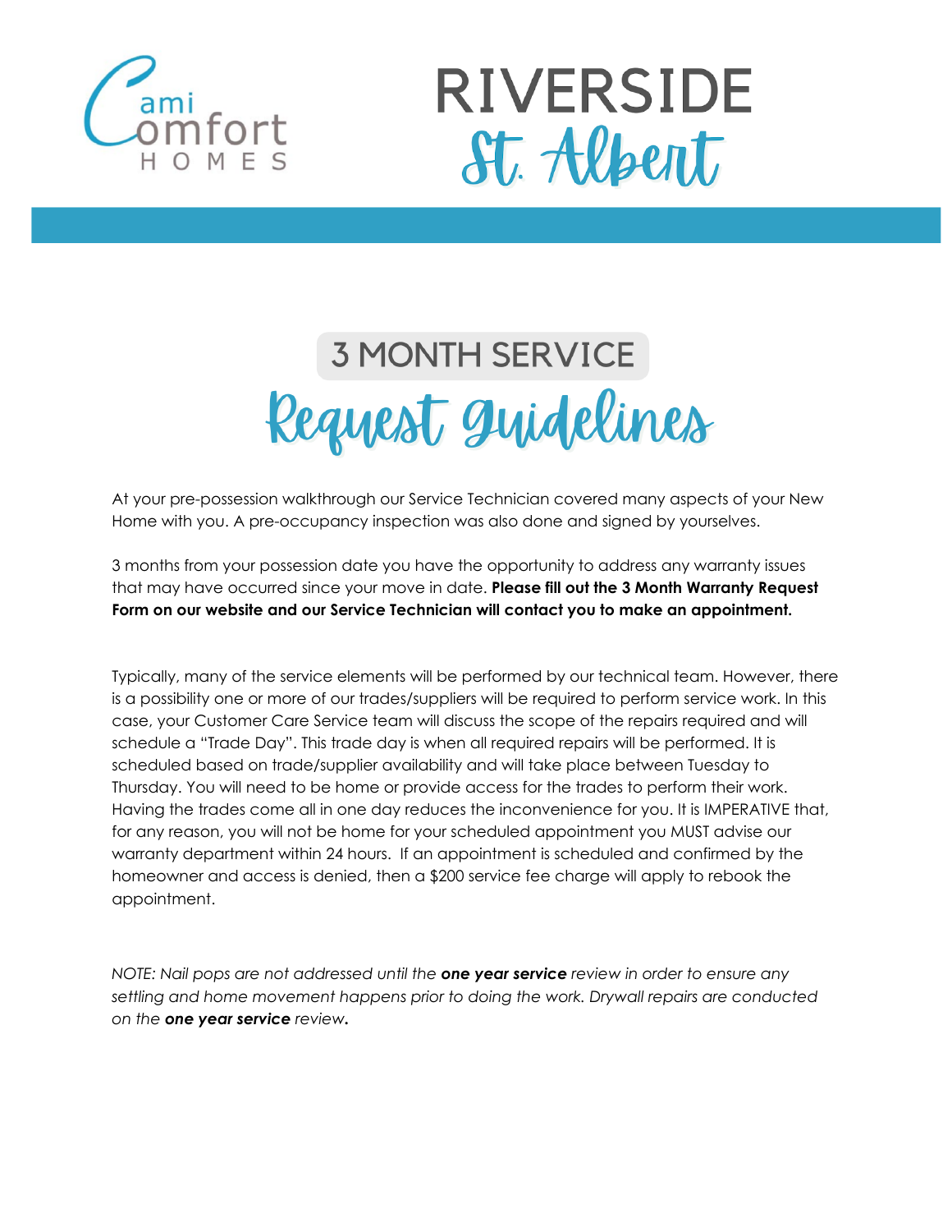Cami Comfort HOMES

RIVERSIDE St. Albert

# 3 MONTH SERVICE Request Guidelines

At your pre-possession walkthrough our Service Technician covered many aspects of your New Home with you. A pre-occupancy inspection was also done and signed by yourselves.

3 months from your possession date you have the opportunity to address any warranty issues that may have occurred since your move in date. **Please fill out the 3 Month Warranty Request Form on our website and our Service Technician will contact you to make an appointment.**

Typically, many of the service elements will be performed by our technical team. However, there is a possibility one or more of our trades/suppliers will be required to perform service work. In this case, your Customer Care Service team will discuss the scope of the repairs required and will schedule a "Trade Day". This trade day is when all required repairs will be performed. It is scheduled based on trade/supplier availability and will take place between Tuesday to Thursday. You will need to be home or provide access for the trades to perform their work. Having the trades come all in one day reduces the inconvenience for you. It is IMPERATIVE that, for any reason, you will not be home for your scheduled appointment you MUST advise our warranty department within 24 hours. If an appointment is scheduled and confirmed by the homeowner and access is denied, then a $200 service fee charge will apply to rebook the appointment.

*NOTE: Nail pops are not addressed until the **one year service** review in order to ensure any settling and home movement happens prior to doing the work. Drywall repairs are conducted on the **one year service** review.*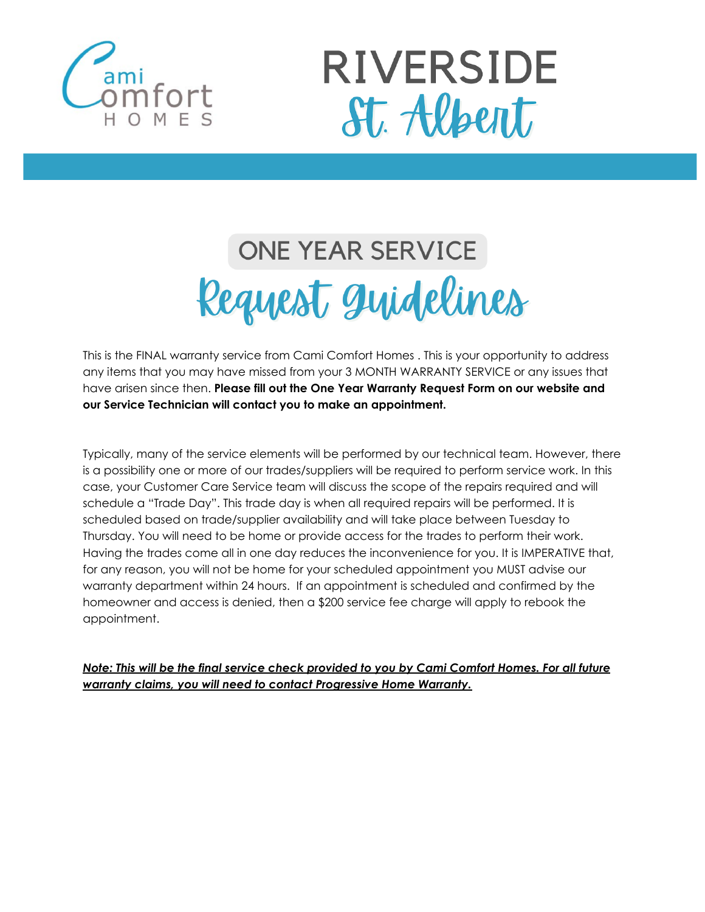Cami Comfort HOMES

RIVERSIDE
St. Albert

# ONE YEAR SERVICE
# Request Guidelines

This is the FINAL warranty service from Cami Comfort Homes . This is your opportunity to address any items that you may have missed from your 3 MONTH WARRANTY SERVICE or any issues that have arisen since then. **Please fill out the One Year Warranty Request Form on our website and our Service Technician will contact you to make an appointment.**

Typically, many of the service elements will be performed by our technical team. However, there is a possibility one or more of our trades/suppliers will be required to perform service work. In this case, your Customer Care Service team will discuss the scope of the repairs required and will schedule a "Trade Day". This trade day is when all required repairs will be performed. It is scheduled based on trade/supplier availability and will take place between Tuesday to Thursday. You will need to be home or provide access for the trades to perform their work. Having the trades come all in one day reduces the inconvenience for you. It is IMPERATIVE that, for any reason, you will not be home for your scheduled appointment you MUST advise our warranty department within 24 hours. If an appointment is scheduled and confirmed by the homeowner and access is denied, then a $200 service fee charge will apply to rebook the appointment.

***Note: This will be the final service check provided to you by Cami Comfort Homes. For all future warranty claims, you will need to contact Progressive Home Warranty.***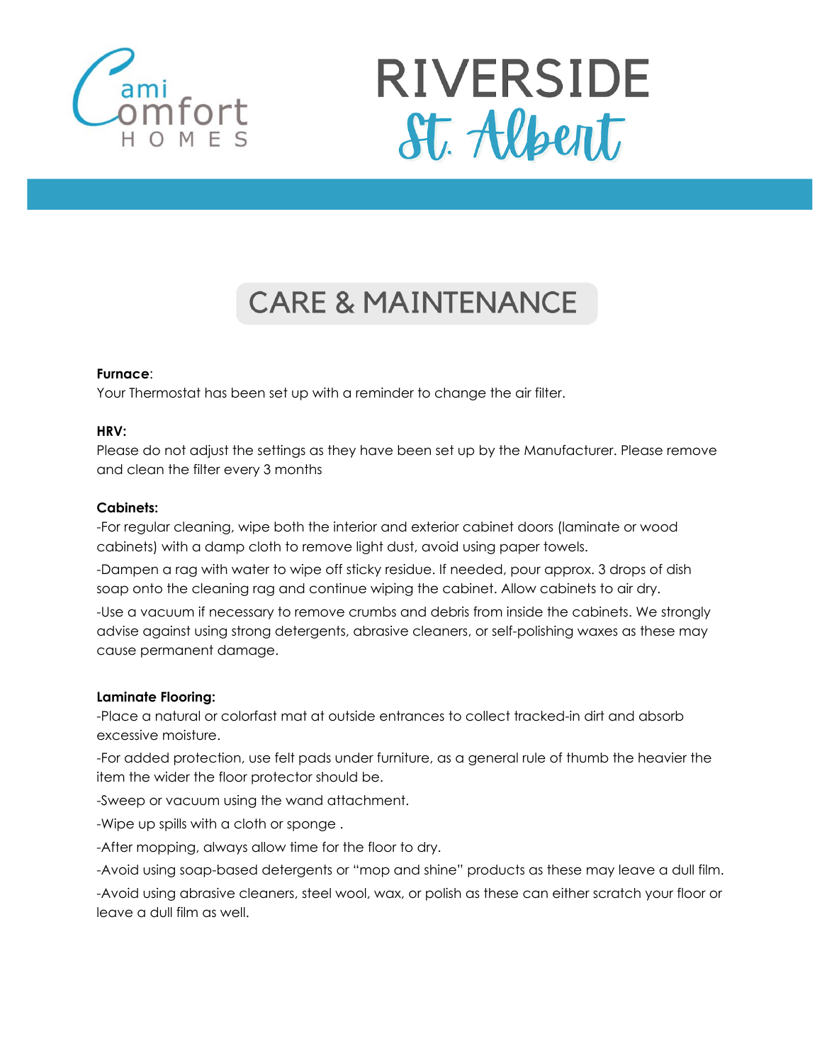Cami Comfort HOMES

RIVERSIDE St. Albert

# CARE & MAINTENANCE

**Furnace**:
Your Thermostat has been set up with a reminder to change the air filter.

**HRV:**
Please do not adjust the settings as they have been set up by the Manufacturer. Please remove and clean the filter every 3 months

**Cabinets:**

-For regular cleaning, wipe both the interior and exterior cabinet doors (laminate or wood cabinets) with a damp cloth to remove light dust, avoid using paper towels.

-Dampen a rag with water to wipe off sticky residue. If needed, pour approx. 3 drops of dish soap onto the cleaning rag and continue wiping the cabinet. Allow cabinets to air dry.

-Use a vacuum if necessary to remove crumbs and debris from inside the cabinets. We strongly advise against using strong detergents, abrasive cleaners, or self-polishing waxes as these may cause permanent damage.

**Laminate Flooring:**

-Place a natural or colorfast mat at outside entrances to collect tracked-in dirt and absorb excessive moisture.

-For added protection, use felt pads under furniture, as a general rule of thumb the heavier the item the wider the floor protector should be.

-Sweep or vacuum using the wand attachment.

-Wipe up spills with a cloth or sponge .

-After mopping, always allow time for the floor to dry.

-Avoid using soap-based detergents or "mop and shine" products as these may leave a dull film.

-Avoid using abrasive cleaners, steel wool, wax, or polish as these can either scratch your floor or leave a dull film as well.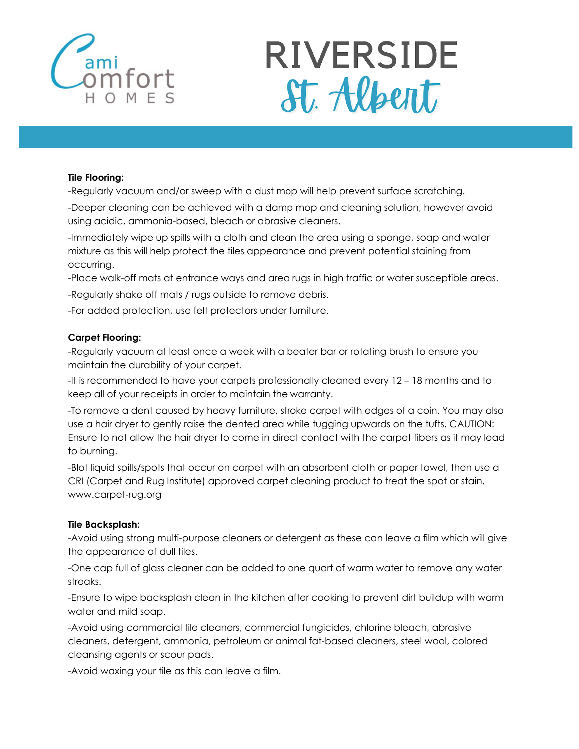**Tile Flooring:**

-Regularly vacuum and/or sweep with a dust mop will help prevent surface scratching.

-Deeper cleaning can be achieved with a damp mop and cleaning solution, however avoid using acidic, ammonia-based, bleach or abrasive cleaners.

-Immediately wipe up spills with a cloth and clean the area using a sponge, soap and water mixture as this will help protect the tiles appearance and prevent potential staining from occurring.

-Place walk-off mats at entrance ways and area rugs in high traffic or water susceptible areas.

-Regularly shake off mats / rugs outside to remove debris.

-For added protection, use felt protectors under furniture.

**Carpet Flooring:**

-Regularly vacuum at least once a week with a beater bar or rotating brush to ensure you maintain the durability of your carpet.

-It is recommended to have your carpets professionally cleaned every 12 – 18 months and to keep all of your receipts in order to maintain the warranty.

-To remove a dent caused by heavy furniture, stroke carpet with edges of a coin. You may also use a hair dryer to gently raise the dented area while tugging upwards on the tufts. CAUTION: Ensure to not allow the hair dryer to come in direct contact with the carpet fibers as it may lead to burning.

-Blot liquid spills/spots that occur on carpet with an absorbent cloth or paper towel, then use a CRI (Carpet and Rug Institute) approved carpet cleaning product to treat the spot or stain. www.carpet-rug.org

**Tile Backsplash:**

-Avoid using strong multi-purpose cleaners or detergent as these can leave a film which will give the appearance of dull tiles.

-One cap full of glass cleaner can be added to one quart of warm water to remove any water streaks.

-Ensure to wipe backsplash clean in the kitchen after cooking to prevent dirt buildup with warm water and mild soap.

-Avoid using commercial tile cleaners, commercial fungicides, chlorine bleach, abrasive cleaners, detergent, ammonia, petroleum or animal fat-based cleaners, steel wool, colored cleansing agents or scour pads.

-Avoid waxing your tile as this can leave a film.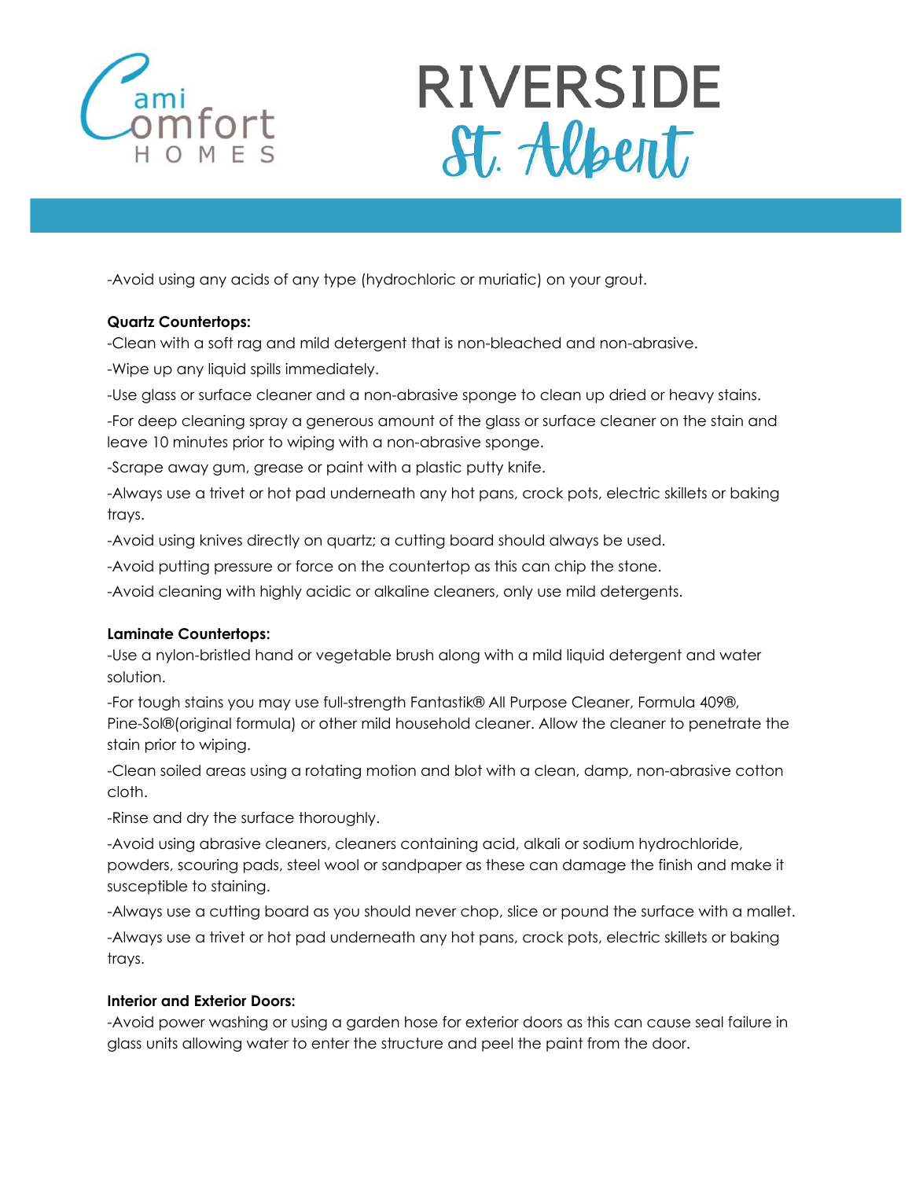-Avoid using any acids of any type (hydrochloric or muriatic) on your grout.

**Quartz Countertops:**

-Clean with a soft rag and mild detergent that is non-bleached and non-abrasive.

-Wipe up any liquid spills immediately.

-Use glass or surface cleaner and a non-abrasive sponge to clean up dried or heavy stains.

-For deep cleaning spray a generous amount of the glass or surface cleaner on the stain and leave 10 minutes prior to wiping with a non-abrasive sponge.

-Scrape away gum, grease or paint with a plastic putty knife.

-Always use a trivet or hot pad underneath any hot pans, crock pots, electric skillets or baking trays.

-Avoid using knives directly on quartz; a cutting board should always be used.

-Avoid putting pressure or force on the countertop as this can chip the stone.

-Avoid cleaning with highly acidic or alkaline cleaners, only use mild detergents.

**Laminate Countertops:**

-Use a nylon-bristled hand or vegetable brush along with a mild liquid detergent and water solution.

-For tough stains you may use full-strength Fantastik® All Purpose Cleaner, Formula 409®, Pine-Sol®(original formula) or other mild household cleaner. Allow the cleaner to penetrate the stain prior to wiping.

-Clean soiled areas using a rotating motion and blot with a clean, damp, non-abrasive cotton cloth.

-Rinse and dry the surface thoroughly.

-Avoid using abrasive cleaners, cleaners containing acid, alkali or sodium hydrochloride, powders, scouring pads, steel wool or sandpaper as these can damage the finish and make it susceptible to staining.

-Always use a cutting board as you should never chop, slice or pound the surface with a mallet.

-Always use a trivet or hot pad underneath any hot pans, crock pots, electric skillets or baking trays.

**Interior and Exterior Doors:**

-Avoid power washing or using a garden hose for exterior doors as this can cause seal failure in glass units allowing water to enter the structure and peel the paint from the door.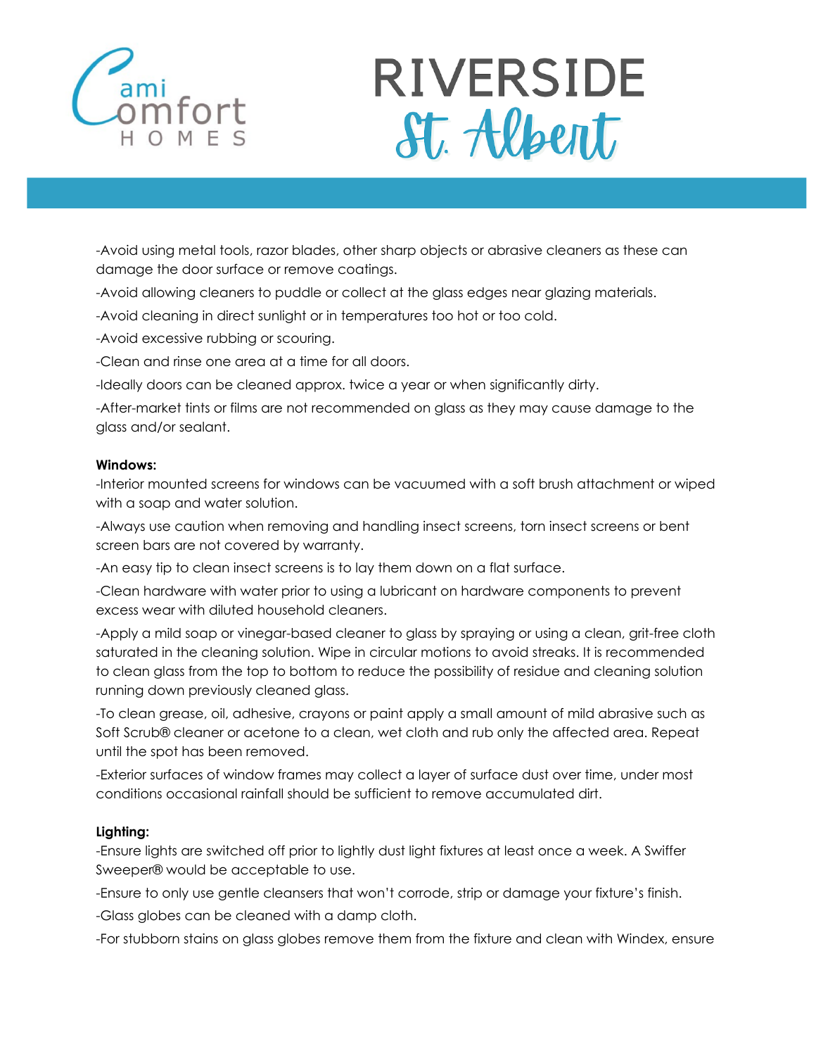-Avoid using metal tools, razor blades, other sharp objects or abrasive cleaners as these can damage the door surface or remove coatings.

-Avoid allowing cleaners to puddle or collect at the glass edges near glazing materials.

-Avoid cleaning in direct sunlight or in temperatures too hot or too cold.

-Avoid excessive rubbing or scouring.

-Clean and rinse one area at a time for all doors.

-Ideally doors can be cleaned approx. twice a year or when significantly dirty.

-After-market tints or films are not recommended on glass as they may cause damage to the glass and/or sealant.

**Windows:**

-Interior mounted screens for windows can be vacuumed with a soft brush attachment or wiped with a soap and water solution.

-Always use caution when removing and handling insect screens, torn insect screens or bent screen bars are not covered by warranty.

-An easy tip to clean insect screens is to lay them down on a flat surface.

-Clean hardware with water prior to using a lubricant on hardware components to prevent excess wear with diluted household cleaners.

-Apply a mild soap or vinegar-based cleaner to glass by spraying or using a clean, grit-free cloth saturated in the cleaning solution. Wipe in circular motions to avoid streaks. It is recommended to clean glass from the top to bottom to reduce the possibility of residue and cleaning solution running down previously cleaned glass.

-To clean grease, oil, adhesive, crayons or paint apply a small amount of mild abrasive such as Soft Scrub® cleaner or acetone to a clean, wet cloth and rub only the affected area. Repeat until the spot has been removed.

-Exterior surfaces of window frames may collect a layer of surface dust over time, under most conditions occasional rainfall should be sufficient to remove accumulated dirt.

**Lighting:**

-Ensure lights are switched off prior to lightly dust light fixtures at least once a week. A Swiffer Sweeper® would be acceptable to use.

-Ensure to only use gentle cleansers that won't corrode, strip or damage your fixture's finish.

-Glass globes can be cleaned with a damp cloth.

-For stubborn stains on glass globes remove them from the fixture and clean with Windex, ensure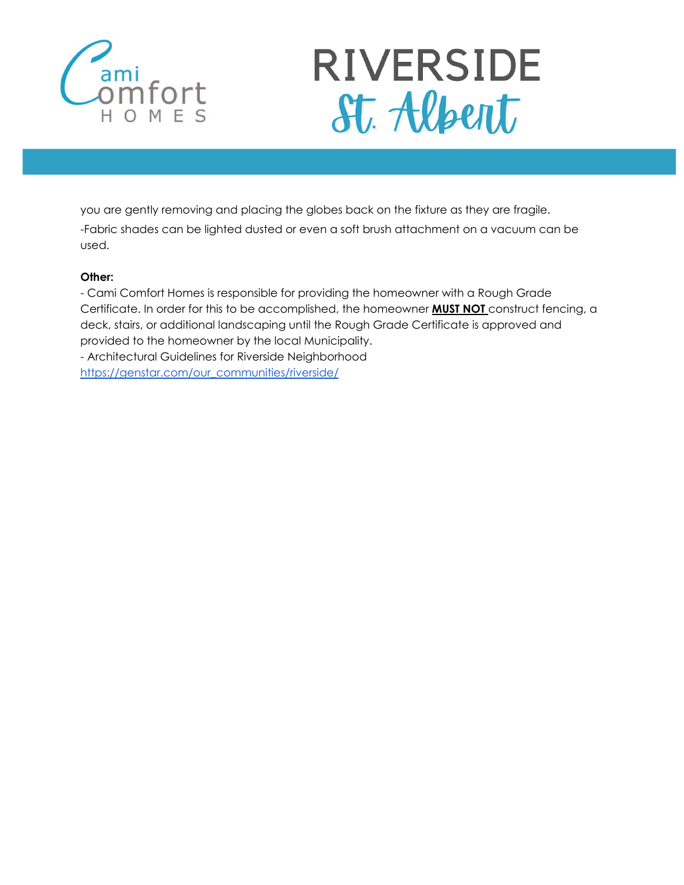you are gently removing and placing the globes back on the fixture as they are fragile.

-Fabric shades can be lighted dusted or even a soft brush attachment on a vacuum can be used.

**Other:**

- Cami Comfort Homes is responsible for providing the homeowner with a Rough Grade Certificate. In order for this to be accomplished, the homeowner **MUST NOT** construct fencing, a deck, stairs, or additional landscaping until the Rough Grade Certificate is approved and provided to the homeowner by the local Municipality.
- Architectural Guidelines for Riverside Neighborhood
https://genstar.com/our_communities/riverside/